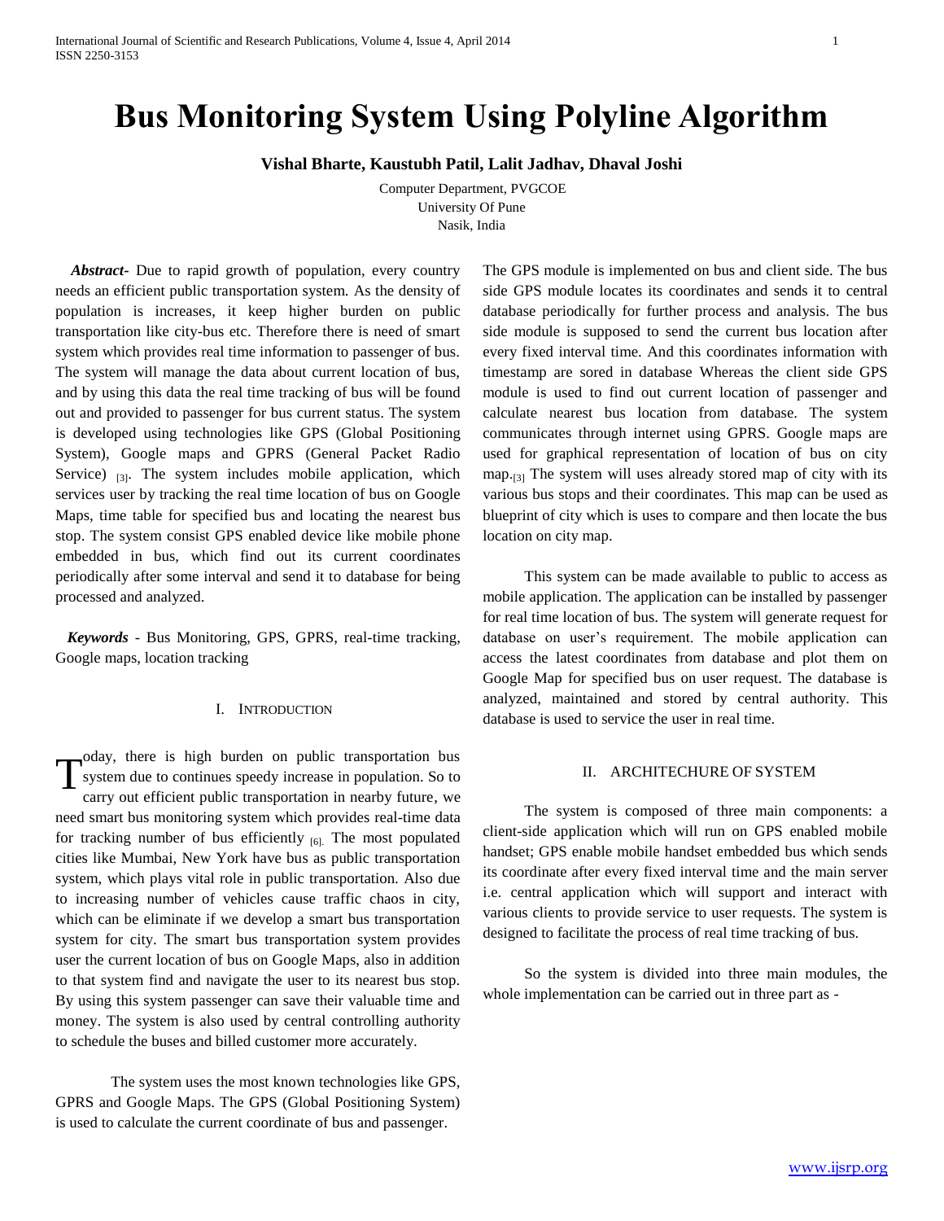# Bus Monitoring System Using Polyline Algorithm

**Vishal Bharte, Kaustubh Patil, Lalit Jadhav, Dhaval Joshi**

Computer Department, PVGCOE
University Of Pune
Nasik, India

***Abstract*-** Due to rapid growth of population, every country needs an efficient public transportation system. As the density of population is increases, it keep higher burden on public transportation like city-bus etc. Therefore there is need of smart system which provides real time information to passenger of bus. The system will manage the data about current location of bus, and by using this data the real time tracking of bus will be found out and provided to passenger for bus current status. The system is developed using technologies like GPS (Global Positioning System), Google maps and GPRS (General Packet Radio Service) [3]. The system includes mobile application, which services user by tracking the real time location of bus on Google Maps, time table for specified bus and locating the nearest bus stop. The system consist GPS enabled device like mobile phone embedded in bus, which find out its current coordinates periodically after some interval and send it to database for being processed and analyzed.

***Keywords*** - Bus Monitoring, GPS, GPRS, real-time tracking, Google maps, location tracking

## I. Introduction

Today, there is high burden on public transportation bus system due to continues speedy increase in population. So to carry out efficient public transportation in nearby future, we need smart bus monitoring system which provides real-time data for tracking number of bus efficiently [6]. The most populated cities like Mumbai, New York have bus as public transportation system, which plays vital role in public transportation. Also due to increasing number of vehicles cause traffic chaos in city, which can be eliminate if we develop a smart bus transportation system for city. The smart bus transportation system provides user the current location of bus on Google Maps, also in addition to that system find and navigate the user to its nearest bus stop. By using this system passenger can save their valuable time and money. The system is also used by central controlling authority to schedule the buses and billed customer more accurately.

The system uses the most known technologies like GPS, GPRS and Google Maps. The GPS (Global Positioning System) is used to calculate the current coordinate of bus and passenger. The GPS module is implemented on bus and client side. The bus side GPS module locates its coordinates and sends it to central database periodically for further process and analysis. The bus side module is supposed to send the current bus location after every fixed interval time. And this coordinates information with timestamp are sored in database Whereas the client side GPS module is used to find out current location of passenger and calculate nearest bus location from database. The system communicates through internet using GPRS. Google maps are used for graphical representation of location of bus on city map.[3] The system will uses already stored map of city with its various bus stops and their coordinates. This map can be used as blueprint of city which is uses to compare and then locate the bus location on city map.

This system can be made available to public to access as mobile application. The application can be installed by passenger for real time location of bus. The system will generate request for database on user's requirement. The mobile application can access the latest coordinates from database and plot them on Google Map for specified bus on user request. The database is analyzed, maintained and stored by central authority. This database is used to service the user in real time.

## II. Architechure of System

The system is composed of three main components: a client-side application which will run on GPS enabled mobile handset; GPS enable mobile handset embedded bus which sends its coordinate after every fixed interval time and the main server i.e. central application which will support and interact with various clients to provide service to user requests. The system is designed to facilitate the process of real time tracking of bus.

So the system is divided into three main modules, the whole implementation can be carried out in three part as -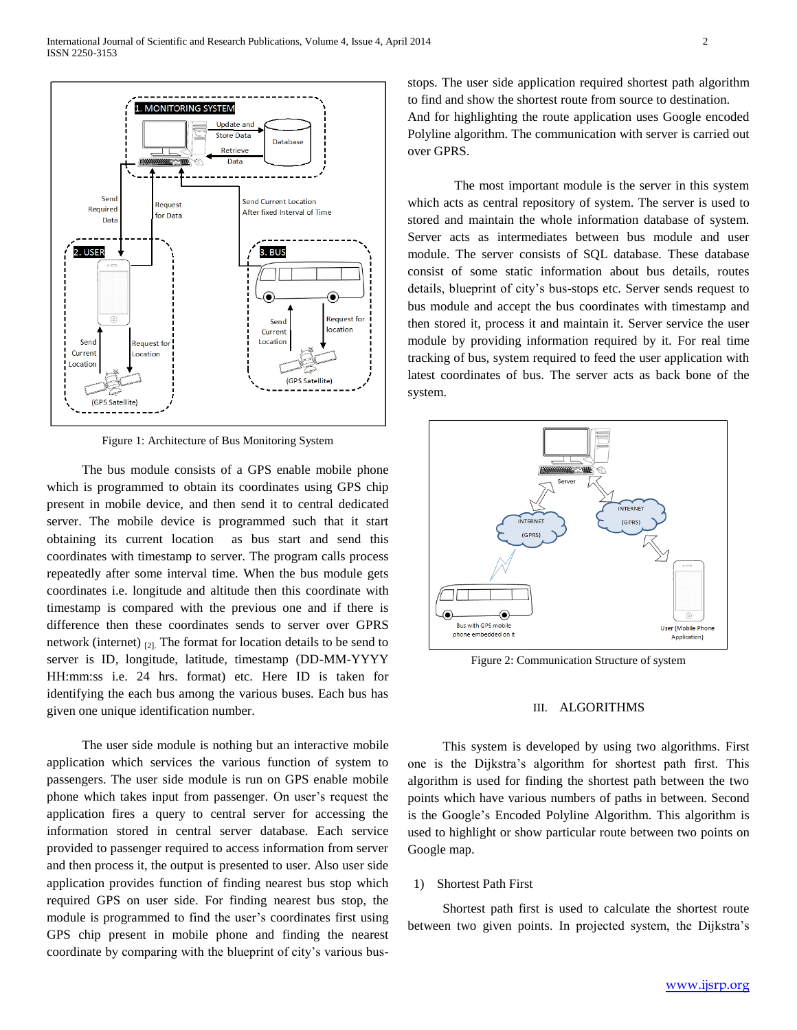Figure 1: Architecture of Bus Monitoring System

The bus module consists of a GPS enable mobile phone which is programmed to obtain its coordinates using GPS chip present in mobile device, and then send it to central dedicated server. The mobile device is programmed such that it start obtaining its current location as bus start and send this coordinates with timestamp to server. The program calls process repeatedly after some interval time. When the bus module gets coordinates i.e. longitude and altitude then this coordinate with timestamp is compared with the previous one and if there is difference then these coordinates sends to server over GPRS network (internet) [2]. The format for location details to be send to server is ID, longitude, latitude, timestamp (DD-MM-YYYY HH:mm:ss i.e. 24 hrs. format) etc. Here ID is taken for identifying the each bus among the various buses. Each bus has given one unique identification number.

The user side module is nothing but an interactive mobile application which services the various function of system to passengers. The user side module is run on GPS enable mobile phone which takes input from passenger. On user's request the application fires a query to central server for accessing the information stored in central server database. Each service provided to passenger required to access information from server and then process it, the output is presented to user. Also user side application provides function of finding nearest bus stop which required GPS on user side. For finding nearest bus stop, the module is programmed to find the user's coordinates first using GPS chip present in mobile phone and finding the nearest coordinate by comparing with the blueprint of city's various bus-stops. The user side application required shortest path algorithm to find and show the shortest route from source to destination. And for highlighting the route application uses Google encoded Polyline algorithm. The communication with server is carried out over GPRS.

The most important module is the server in this system which acts as central repository of system. The server is used to stored and maintain the whole information database of system. Server acts as intermediates between bus module and user module. The server consists of SQL database. These database consist of some static information about bus details, routes details, blueprint of city's bus-stops etc. Server sends request to bus module and accept the bus coordinates with timestamp and then stored it, process it and maintain it. Server service the user module by providing information required by it. For real time tracking of bus, system required to feed the user application with latest coordinates of bus. The server acts as back bone of the system.

Figure 2: Communication Structure of system

## III. ALGORITHMS

This system is developed by using two algorithms. First one is the Dijkstra's algorithm for shortest path first. This algorithm is used for finding the shortest path between the two points which have various numbers of paths in between. Second is the Google's Encoded Polyline Algorithm. This algorithm is used to highlight or show particular route between two points on Google map.

### 1) Shortest Path First

Shortest path first is used to calculate the shortest route between two given points. In projected system, the Dijkstra's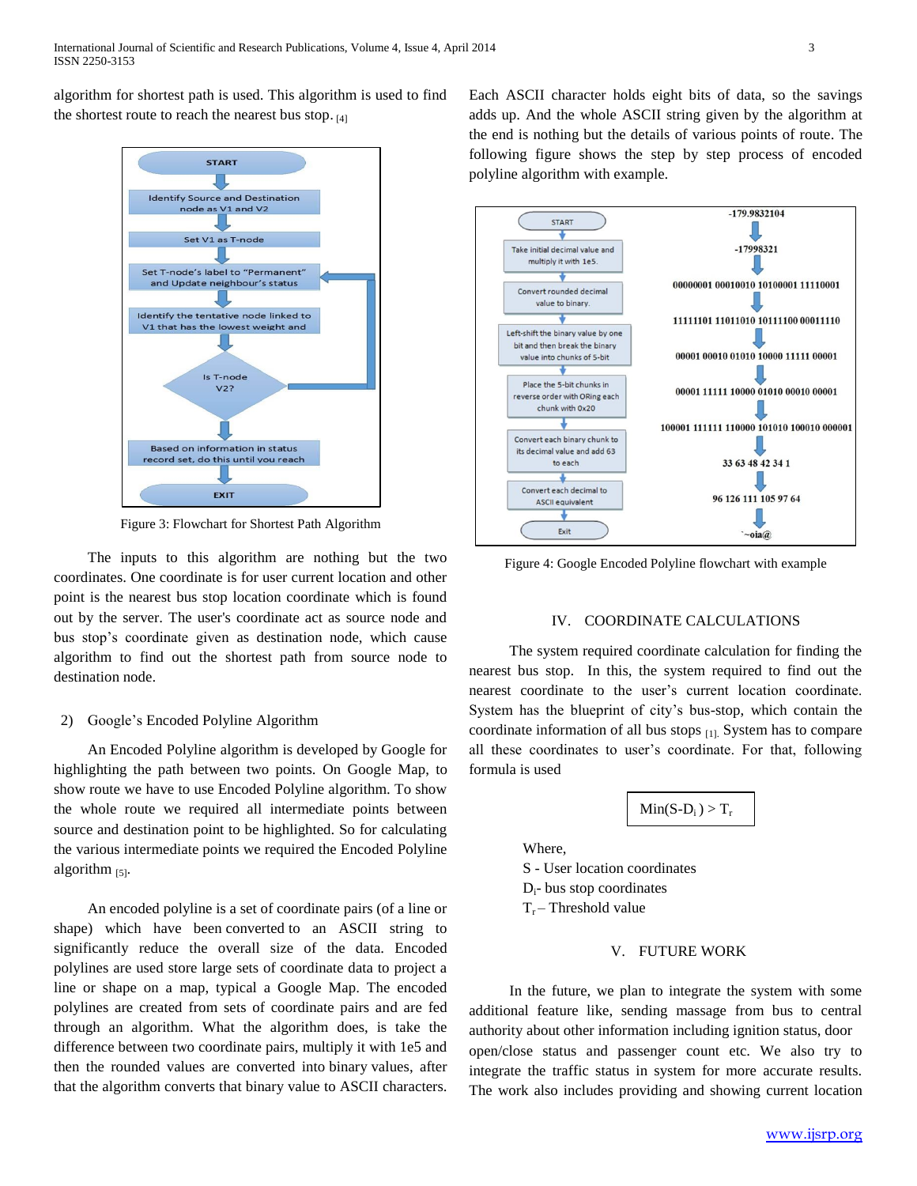algorithm for shortest path is used. This algorithm is used to find the shortest route to reach the nearest bus stop. [4]

Figure 3: Flowchart for Shortest Path Algorithm

The inputs to this algorithm are nothing but the two coordinates. One coordinate is for user current location and other point is the nearest bus stop location coordinate which is found out by the server. The user's coordinate act as source node and bus stop's coordinate given as destination node, which cause algorithm to find out the shortest path from source node to destination node.

2) Google's Encoded Polyline Algorithm

An Encoded Polyline algorithm is developed by Google for highlighting the path between two points. On Google Map, to show route we have to use Encoded Polyline algorithm. To show the whole route we required all intermediate points between source and destination point to be highlighted. So for calculating the various intermediate points we required the Encoded Polyline algorithm [5].

An encoded polyline is a set of coordinate pairs (of a line or shape) which have been converted to an ASCII string to significantly reduce the overall size of the data. Encoded polylines are used store large sets of coordinate data to project a line or shape on a map, typical a Google Map. The encoded polylines are created from sets of coordinate pairs and are fed through an algorithm. What the algorithm does, is take the difference between two coordinate pairs, multiply it with 1e5 and then the rounded values are converted into binary values, after that the algorithm converts that binary value to ASCII characters. Each ASCII character holds eight bits of data, so the savings adds up. And the whole ASCII string given by the algorithm at the end is nothing but the details of various points of route. The following figure shows the step by step process of encoded polyline algorithm with example.

Figure 4: Google Encoded Polyline flowchart with example

## IV. COORDINATE CALCULATIONS

The system required coordinate calculation for finding the nearest bus stop. In this, the system required to find out the nearest coordinate to the user's current location coordinate. System has the blueprint of city's bus-stop, which contain the coordinate information of all bus stops [1]. System has to compare all these coordinates to user's coordinate. For that, following formula is used

$$\text{Min}(S-D_i) > T_r$$

Where,
S - User location coordinates
$D_i$- bus stop coordinates
$T_r$ – Threshold value

## V. FUTURE WORK

In the future, we plan to integrate the system with some additional feature like, sending massage from bus to central authority about other information including ignition status, door open/close status and passenger count etc. We also try to integrate the traffic status in system for more accurate results. The work also includes providing and showing current location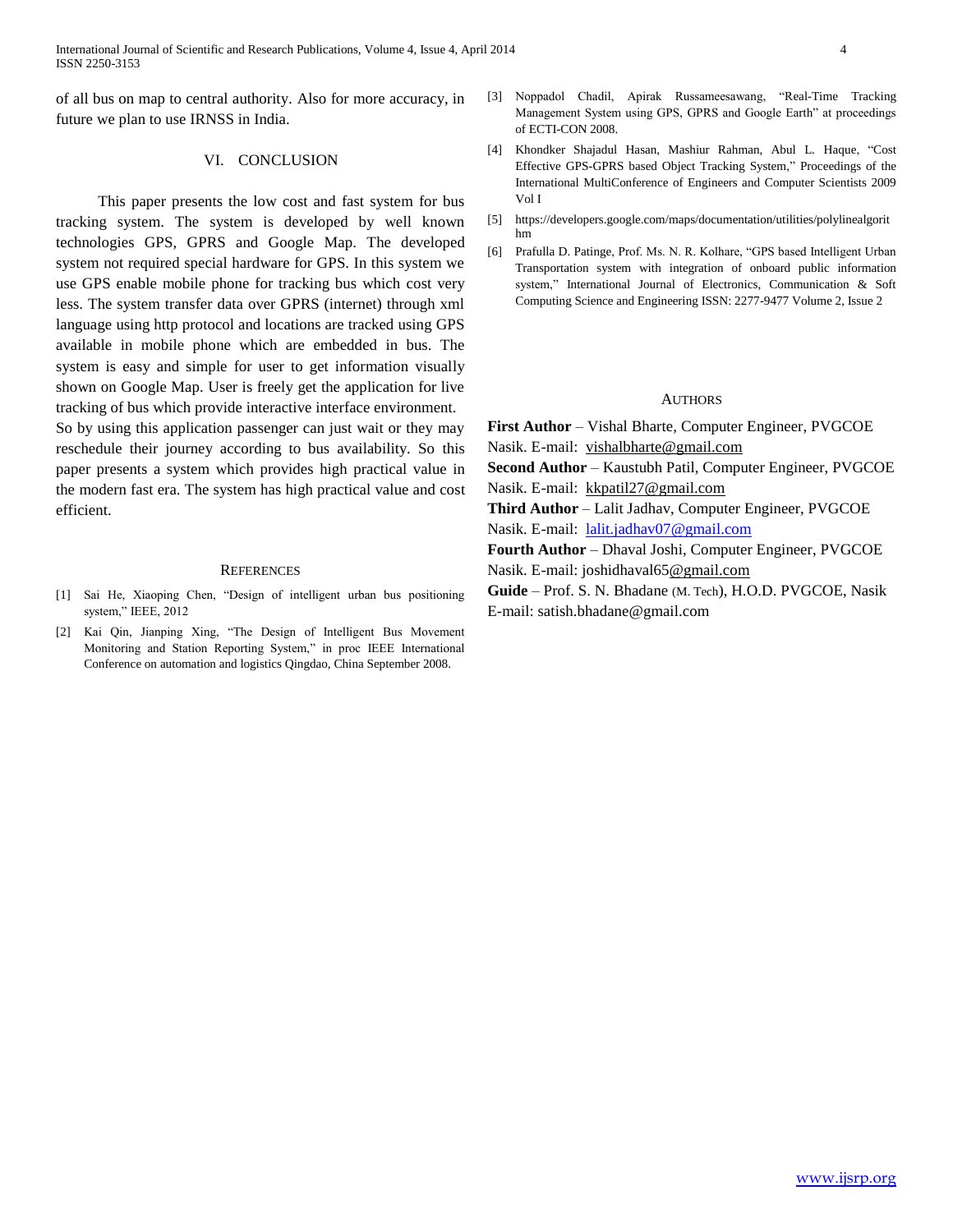of all bus on map to central authority. Also for more accuracy, in future we plan to use IRNSS in India.

## VI. Conclusion

This paper presents the low cost and fast system for bus tracking system. The system is developed by well known technologies GPS, GPRS and Google Map. The developed system not required special hardware for GPS. In this system we use GPS enable mobile phone for tracking bus which cost very less. The system transfer data over GPRS (internet) through xml language using http protocol and locations are tracked using GPS available in mobile phone which are embedded in bus. The system is easy and simple for user to get information visually shown on Google Map. User is freely get the application for live tracking of bus which provide interactive interface environment.
So by using this application passenger can just wait or they may reschedule their journey according to bus availability. So this paper presents a system which provides high practical value in the modern fast era. The system has high practical value and cost efficient.

## References

[1] Sai He, Xiaoping Chen, "Design of intelligent urban bus positioning system," IEEE, 2012

[2] Kai Qin, Jianping Xing, "The Design of Intelligent Bus Movement Monitoring and Station Reporting System," in proc IEEE International Conference on automation and logistics Qingdao, China September 2008.

[3] Noppadol Chadil, Apirak Russameesawang, "Real-Time Tracking Management System using GPS, GPRS and Google Earth" at proceedings of ECTI-CON 2008.

[4] Khondker Shajadul Hasan, Mashiur Rahman, Abul L. Haque, "Cost Effective GPS-GPRS based Object Tracking System," Proceedings of the International MultiConference of Engineers and Computer Scientists 2009 Vol I

[5] https://developers.google.com/maps/documentation/utilities/polylinealgorithm

[6] Prafulla D. Patinge, Prof. Ms. N. R. Kolhare, "GPS based Intelligent Urban Transportation system with integration of onboard public information system," International Journal of Electronics, Communication & Soft Computing Science and Engineering ISSN: 2277-9477 Volume 2, Issue 2

## Authors

**First Author** – Vishal Bharte, Computer Engineer, PVGCOE Nasik. E-mail: vishalbharte@gmail.com
**Second Author** – Kaustubh Patil, Computer Engineer, PVGCOE Nasik. E-mail: kkpatil27@gmail.com
**Third Author** – Lalit Jadhav, Computer Engineer, PVGCOE Nasik. E-mail: lalit.jadhav07@gmail.com
**Fourth Author** – Dhaval Joshi, Computer Engineer, PVGCOE Nasik. E-mail: joshidhaval65@gmail.com
**Guide** – Prof. S. N. Bhadane (M. Tech), H.O.D. PVGCOE, Nasik E-mail: satish.bhadane@gmail.com